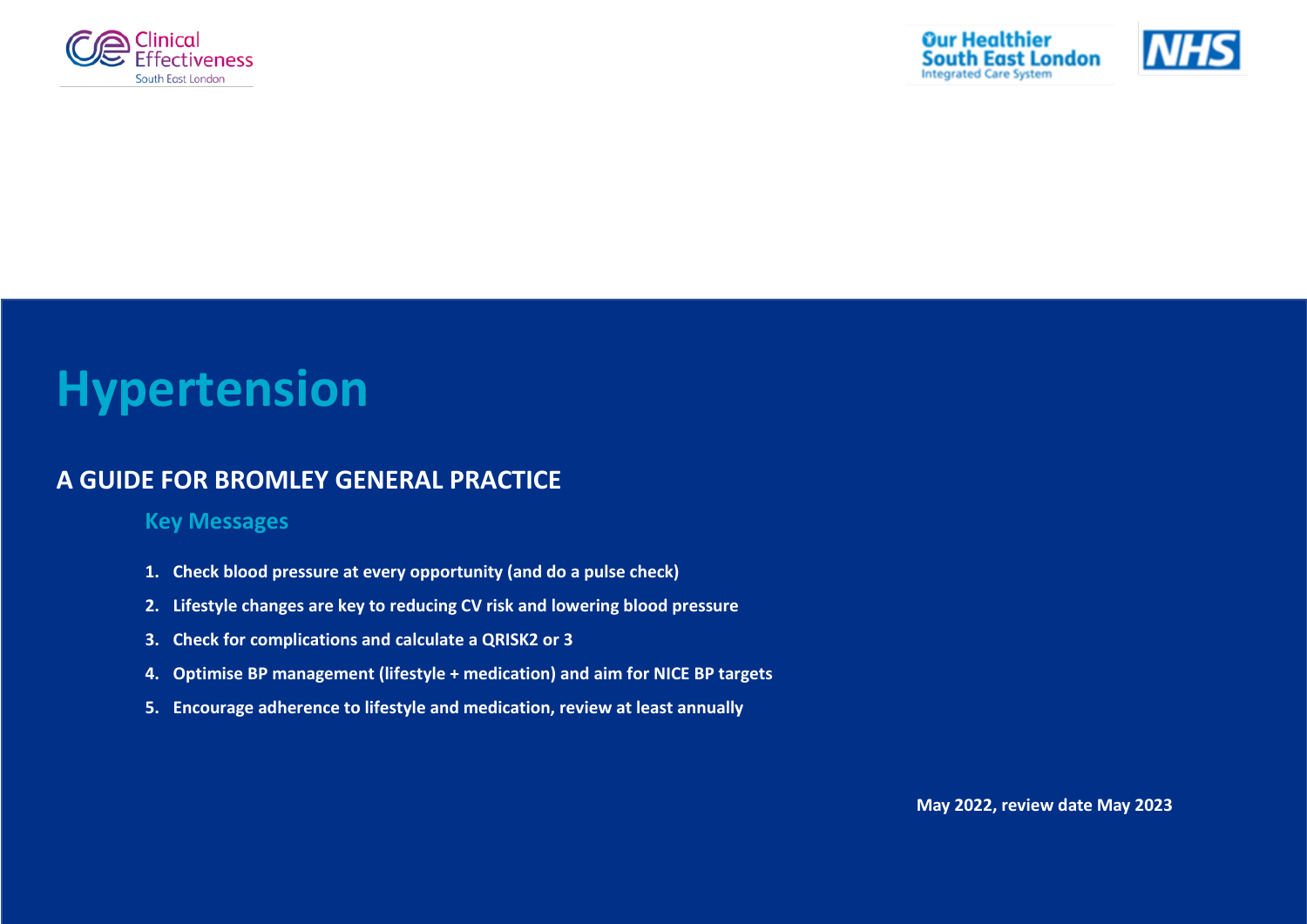# Hypertension

## A GUIDE FOR BROMLEY GENERAL PRACTICE

### Key Messages

1. **Check blood pressure at every opportunity (and do a pulse check)**
2. **Lifestyle changes are key to reducing CV risk and lowering blood pressure**
3. **Check for complications and calculate a QRISK2 or 3**
4. **Optimise BP management (lifestyle + medication) and aim for NICE BP targets**
5. **Encourage adherence to lifestyle and medication, review at least annually**

**May 2022, review date May 2023**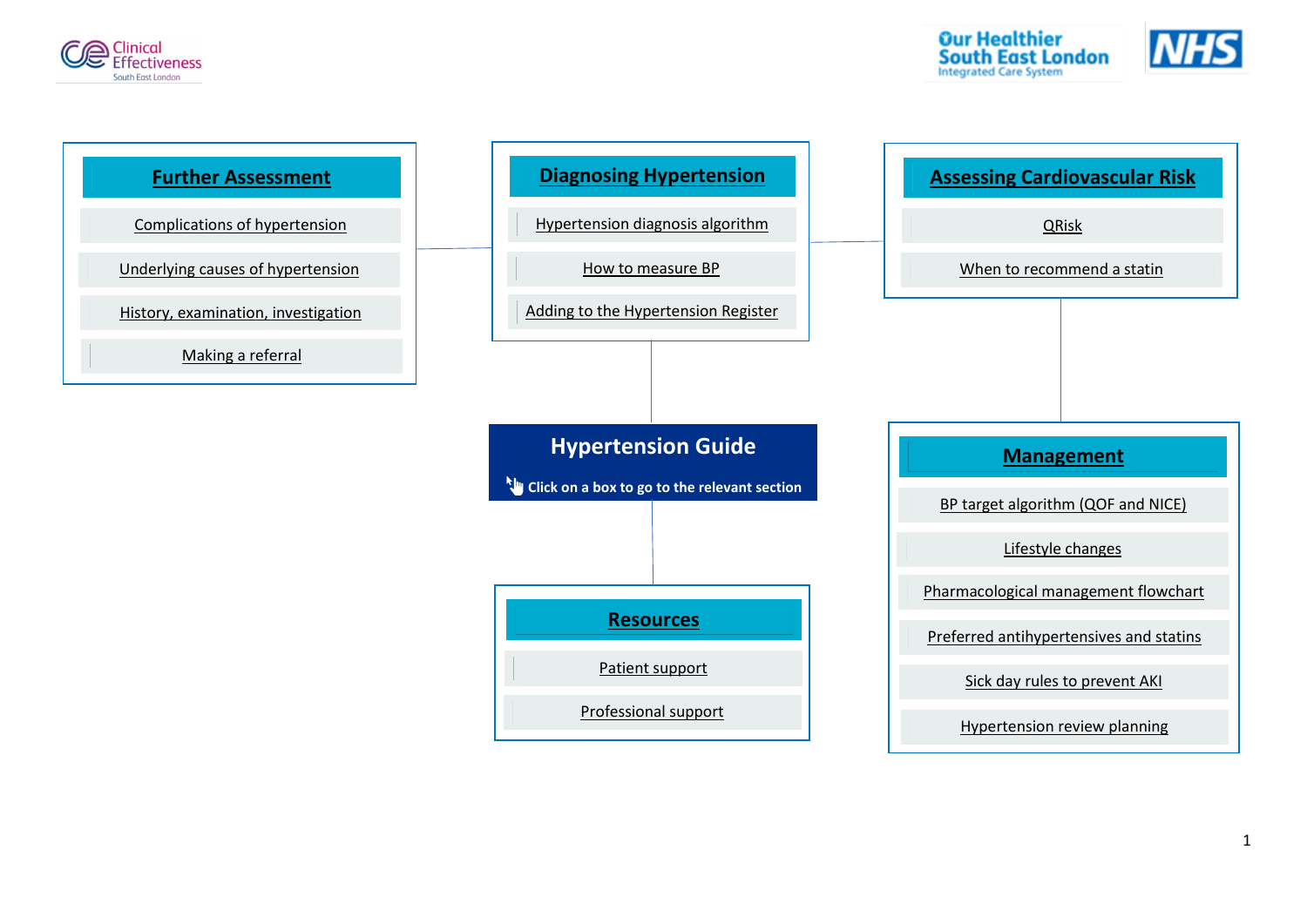# Hypertension Guide

Click on a box to go to the relevant section

## Further Assessment

- Complications of hypertension
- Underlying causes of hypertension
- History, examination, investigation
- Making a referral

## Diagnosing Hypertension

- Hypertension diagnosis algorithm
- How to measure BP
- Adding to the Hypertension Register

## Assessing Cardiovascular Risk

- QRisk
- When to recommend a statin

## Management

- BP target algorithm (QOF and NICE)
- Lifestyle changes
- Pharmacological management flowchart
- Preferred antihypertensives and statins
- Sick day rules to prevent AKI
- Hypertension review planning

## Resources

- Patient support
- Professional support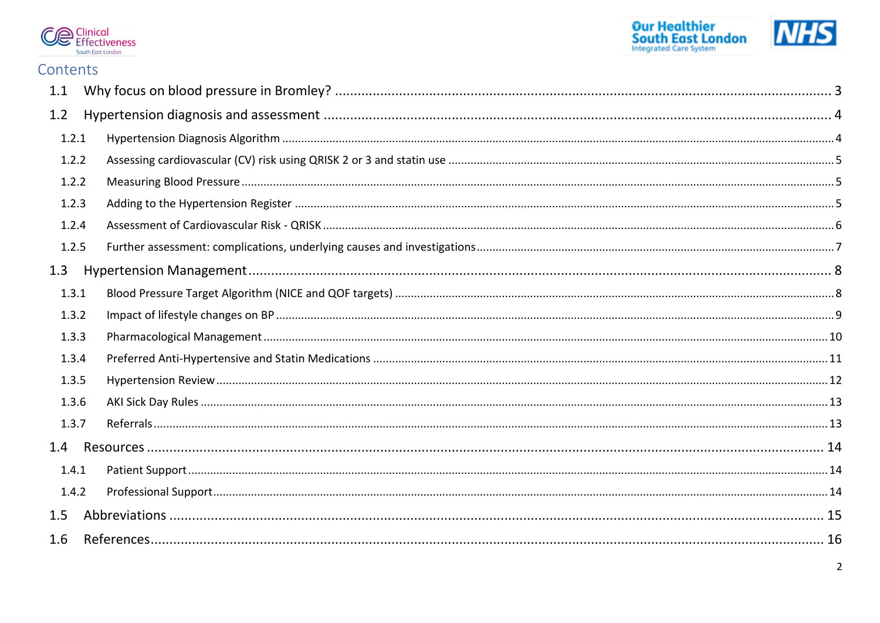# Contents

- 1.1 Why focus on blood pressure in Bromley? ..... 3
- 1.2 Hypertension diagnosis and assessment ..... 4
  - 1.2.1 Hypertension Diagnosis Algorithm ..... 4
  - 1.2.2 Assessing cardiovascular (CV) risk using QRISK 2 or 3 and statin use ..... 5
  - 1.2.2 Measuring Blood Pressure ..... 5
  - 1.2.3 Adding to the Hypertension Register ..... 5
  - 1.2.4 Assessment of Cardiovascular Risk - QRISK ..... 6
  - 1.2.5 Further assessment: complications, underlying causes and investigations ..... 7
- 1.3 Hypertension Management ..... 8
  - 1.3.1 Blood Pressure Target Algorithm (NICE and QOF targets) ..... 8
  - 1.3.2 Impact of lifestyle changes on BP ..... 9
  - 1.3.3 Pharmacological Management ..... 10
  - 1.3.4 Preferred Anti-Hypertensive and Statin Medications ..... 11
  - 1.3.5 Hypertension Review ..... 12
  - 1.3.6 AKI Sick Day Rules ..... 13
  - 1.3.7 Referrals ..... 13
- 1.4 Resources ..... 14
  - 1.4.1 Patient Support ..... 14
  - 1.4.2 Professional Support ..... 14
- 1.5 Abbreviations ..... 15
- 1.6 References ..... 16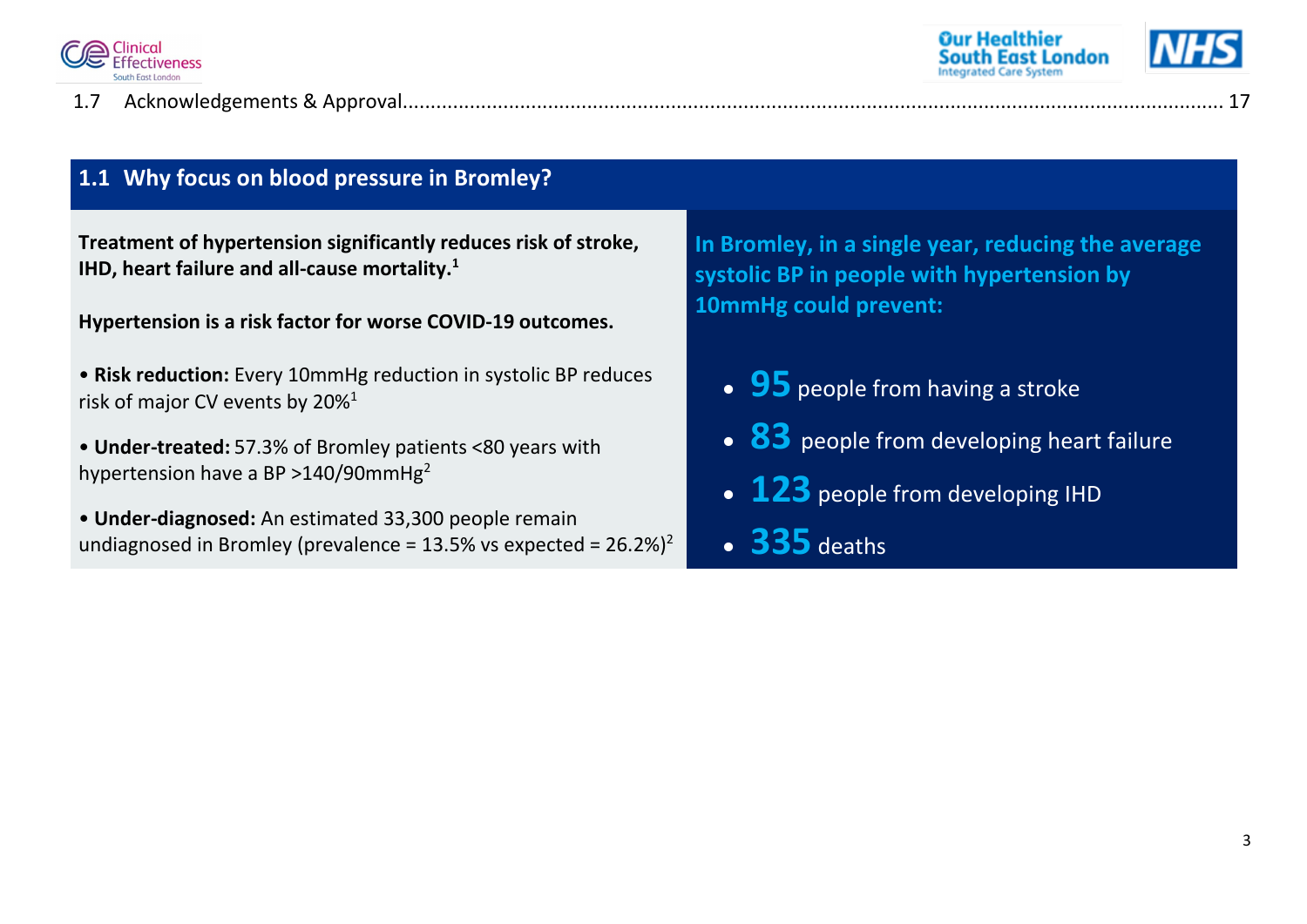1.7 Acknowledgements & Approval.......................................................................................................................................... 17

## 1.1 Why focus on blood pressure in Bromley?

**Treatment of hypertension significantly reduces risk of stroke, IHD, heart failure and all-cause mortality.**[1]

**Hypertension is a risk factor for worse COVID-19 outcomes.**

• **Risk reduction:** Every 10mmHg reduction in systolic BP reduces risk of major CV events by 20%[1]

• **Under-treated:** 57.3% of Bromley patients <80 years with hypertension have a BP >140/90mmHg[2]

• **Under-diagnosed:** An estimated 33,300 people remain undiagnosed in Bromley (prevalence = 13.5% vs expected = 26.2%)[2]

**In Bromley, in a single year, reducing the average systolic BP in people with hypertension by 10mmHg could prevent:**

- **95** people from having a stroke
- **83** people from developing heart failure
- **123** people from developing IHD
- **335** deaths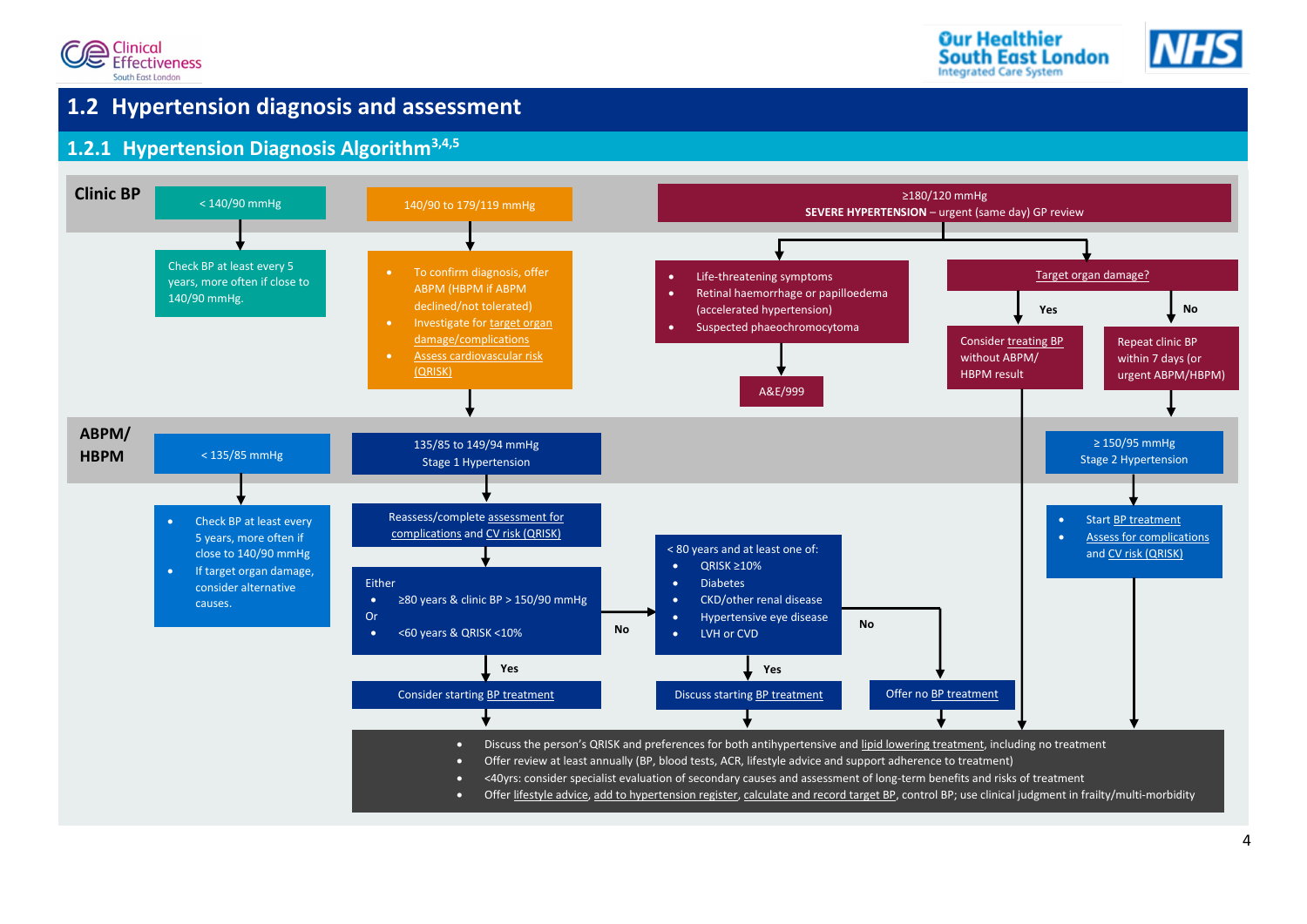## 1.2 Hypertension diagnosis and assessment

### 1.2.1 Hypertension Diagnosis Algorithm[3,4,5]

**Clinic BP**

**< 140/90 mmHg**

- Check BP at least every 5 years, more often if close to 140/90 mmHg.

**140/90 to 179/119 mmHg**

- To confirm diagnosis, offer ABPM (HBPM if ABPM declined/not tolerated)
- Investigate for target organ damage/complications
- Assess cardiovascular risk (QRISK)

→ ABPM/HBPM

**≥180/120 mmHg**
**SEVERE HYPERTENSION** – urgent (same day) GP review

- Life-threatening symptoms
- Retinal haemorrhage or papilloedema (accelerated hypertension)
- Suspected phaeochromocytoma

→ A&E/999

Target organ damage?

- Yes → Consider treating BP without ABPM/HBPM result → (to final box)
- No → Repeat clinic BP within 7 days (or urgent ABPM/HBPM) → ABPM/HBPM

**ABPM/HBPM**

**< 135/85 mmHg**

- Check BP at least every 5 years, more often if close to 140/90 mmHg
- If target organ damage, consider alternative causes.

**135/85 to 149/94 mmHg**
**Stage 1 Hypertension**

Reassess/complete assessment for complications and CV risk (QRISK)

Either
- ≥80 years & clinic BP > 150/90 mmHg

Or
- <60 years & QRISK <10%

- Yes → Consider starting BP treatment
- No → < 80 years and at least one of:
  - QRISK ≥10%
  - Diabetes
  - CKD/other renal disease
  - Hypertensive eye disease
  - LVH or CVD

  - Yes → Discuss starting BP treatment
  - No → Offer no BP treatment

**≥ 150/95 mmHg**
**Stage 2 Hypertension**

- Start BP treatment
- Assess for complications and CV risk (QRISK)

**All pathways then:**

- Discuss the person's QRISK and preferences for both antihypertensive and lipid lowering treatment, including no treatment
- Offer review at least annually (BP, blood tests, ACR, lifestyle advice and support adherence to treatment)
- <40yrs: consider specialist evaluation of secondary causes and assessment of long-term benefits and risks of treatment
- Offer lifestyle advice, add to hypertension register, calculate and record target BP, control BP; use clinical judgment in frailty/multi-morbidity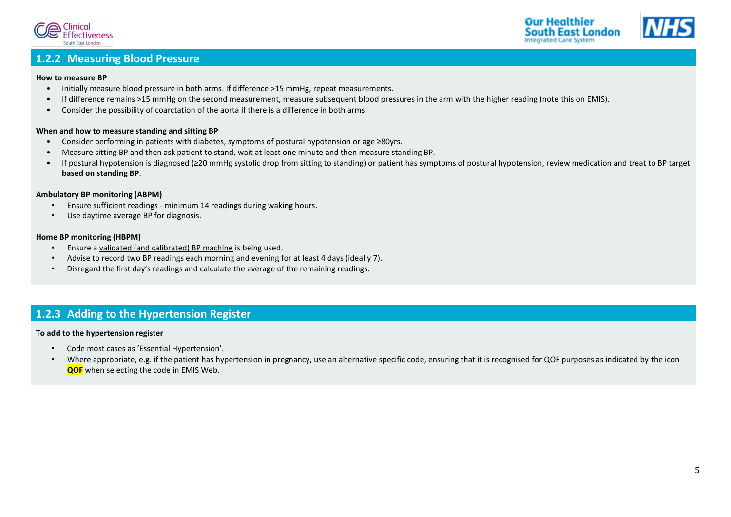## 1.2.2 Measuring Blood Pressure

**How to measure BP**

- Initially measure blood pressure in both arms. If difference >15 mmHg, repeat measurements.
- If difference remains >15 mmHg on the second measurement, measure subsequent blood pressures in the arm with the higher reading (note this on EMIS).
- Consider the possibility of coarctation of the aorta if there is a difference in both arms.

**When and how to measure standing and sitting BP**

- Consider performing in patients with diabetes, symptoms of postural hypotension or age ≥80yrs.
- Measure sitting BP and then ask patient to stand, wait at least one minute and then measure standing BP.
- If postural hypotension is diagnosed (≥20 mmHg systolic drop from sitting to standing) or patient has symptoms of postural hypotension, review medication and treat to BP target **based on standing BP**.

**Ambulatory BP monitoring (ABPM)**

- Ensure sufficient readings - minimum 14 readings during waking hours.
- Use daytime average BP for diagnosis.

**Home BP monitoring (HBPM)**

- Ensure a validated (and calibrated) BP machine is being used.
- Advise to record two BP readings each morning and evening for at least 4 days (ideally 7).
- Disregard the first day's readings and calculate the average of the remaining readings.

## 1.2.3 Adding to the Hypertension Register

**To add to the hypertension register**

- Code most cases as 'Essential Hypertension'.
- Where appropriate, e.g. if the patient has hypertension in pregnancy, use an alternative specific code, ensuring that it is recognised for QOF purposes as indicated by the icon **QOF** when selecting the code in EMIS Web.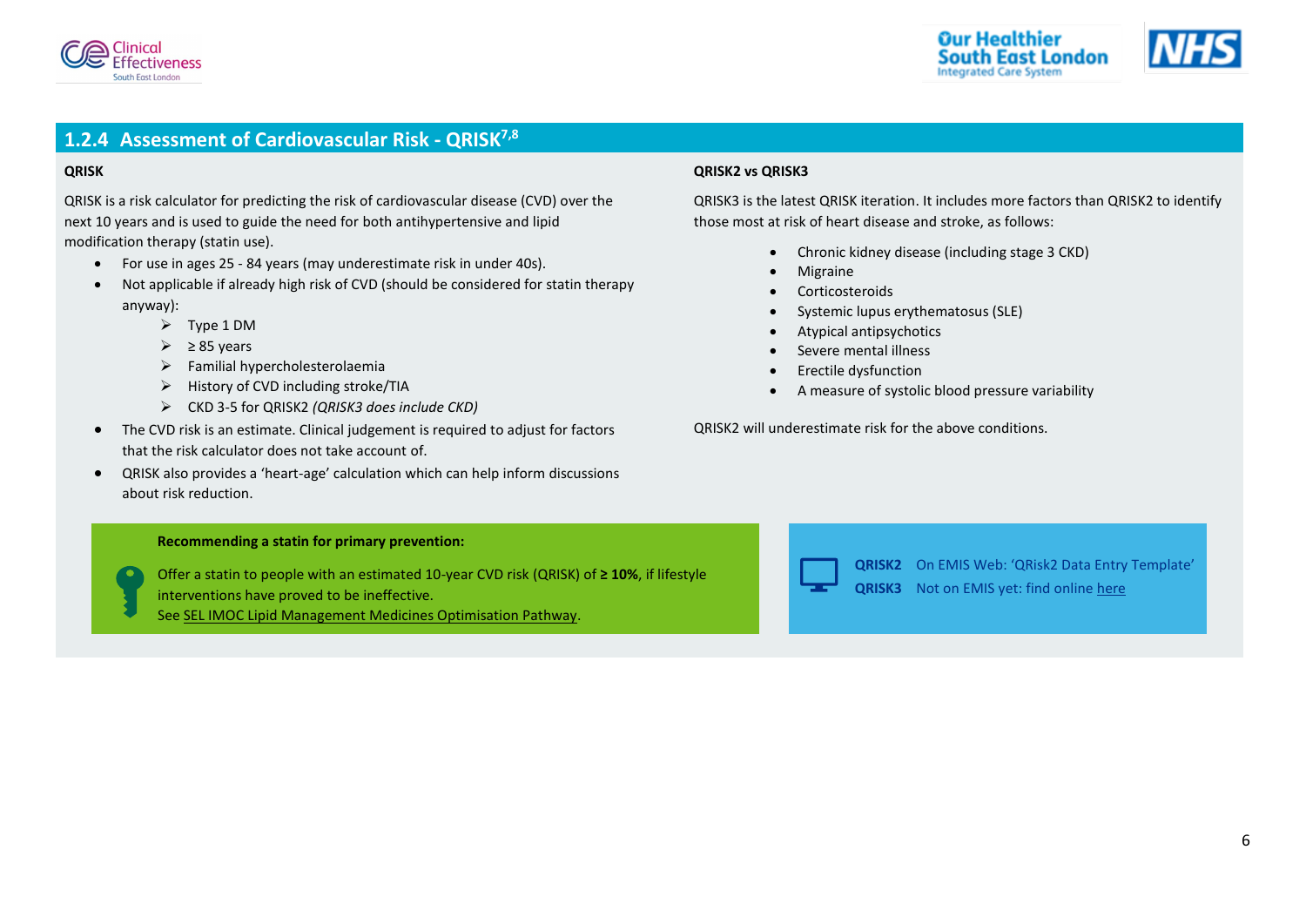## 1.2.4 Assessment of Cardiovascular Risk - QRISK[7,8]

**QRISK**

QRISK is a risk calculator for predicting the risk of cardiovascular disease (CVD) over the next 10 years and is used to guide the need for both antihypertensive and lipid modification therapy (statin use).

- For use in ages 25 - 84 years (may underestimate risk in under 40s).
- Not applicable if already high risk of CVD (should be considered for statin therapy anyway):
  - Type 1 DM
  - ≥ 85 years
  - Familial hypercholesterolaemia
  - History of CVD including stroke/TIA
  - CKD 3-5 for QRISK2 *(QRISK3 does include CKD)*
- The CVD risk is an estimate. Clinical judgement is required to adjust for factors that the risk calculator does not take account of.
- QRISK also provides a 'heart-age' calculation which can help inform discussions about risk reduction.

**QRISK2 vs QRISK3**

QRISK3 is the latest QRISK iteration. It includes more factors than QRISK2 to identify those most at risk of heart disease and stroke, as follows:

- Chronic kidney disease (including stage 3 CKD)
- Migraine
- Corticosteroids
- Systemic lupus erythematosus (SLE)
- Atypical antipsychotics
- Severe mental illness
- Erectile dysfunction
- A measure of systolic blood pressure variability

QRISK2 will underestimate risk for the above conditions.

**Recommending a statin for primary prevention:**

Offer a statin to people with an estimated 10-year CVD risk (QRISK) of **≥ 10%**, if lifestyle interventions have proved to be ineffective.
See SEL IMOC Lipid Management Medicines Optimisation Pathway.

**QRISK2** On EMIS Web: 'QRisk2 Data Entry Template'
**QRISK3** Not on EMIS yet: find online here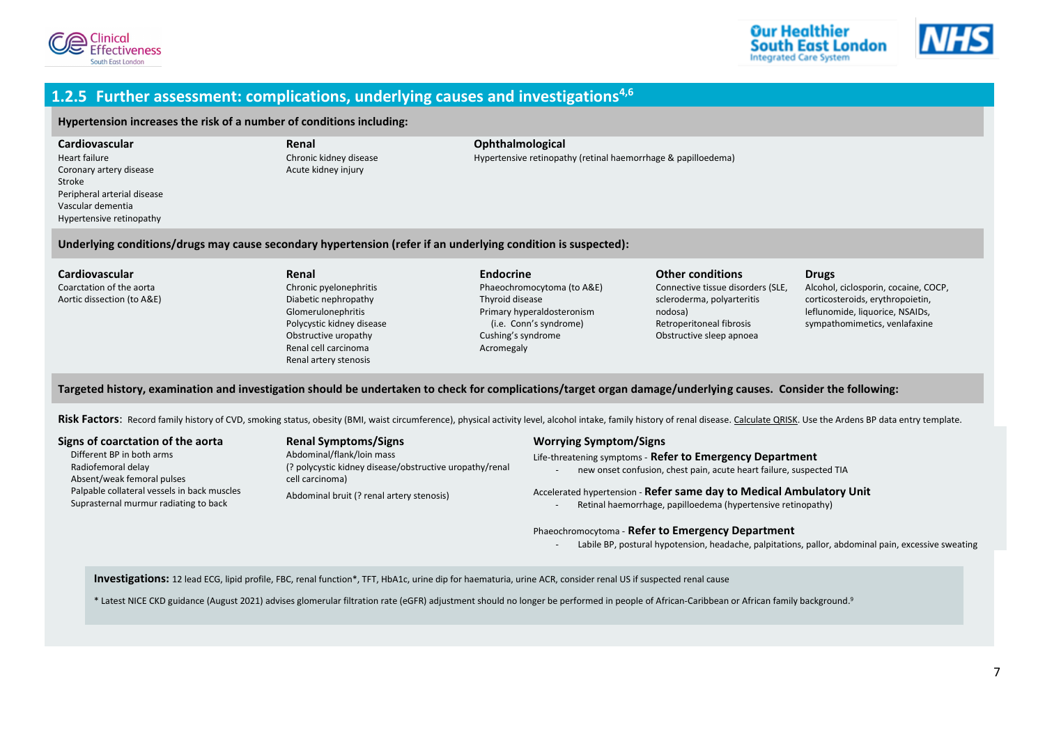## 1.2.5 Further assessment: complications, underlying causes and investigations[4,6]

**Hypertension increases the risk of a number of conditions including:**

**Cardiovascular**
Heart failure
Coronary artery disease
Stroke
Peripheral arterial disease
Vascular dementia
Hypertensive retinopathy

**Renal**
Chronic kidney disease
Acute kidney injury

**Ophthalmological**
Hypertensive retinopathy (retinal haemorrhage & papilloedema)

**Underlying conditions/drugs may cause secondary hypertension (refer if an underlying condition is suspected):**

**Cardiovascular**
Coarctation of the aorta
Aortic dissection (to A&E)

**Renal**
Chronic pyelonephritis
Diabetic nephropathy
Glomerulonephritis
Polycystic kidney disease
Obstructive uropathy
Renal cell carcinoma
Renal artery stenosis

**Endocrine**
Phaeochromocytoma (to A&E)
Thyroid disease
Primary hyperaldosteronism
(i.e. Conn's syndrome)
Cushing's syndrome
Acromegaly

**Other conditions**
Connective tissue disorders (SLE, scleroderma, polyarteritis nodosa)
Retroperitoneal fibrosis
Obstructive sleep apnoea

**Drugs**
Alcohol, ciclosporin, cocaine, COCP, corticosteroids, erythropoietin, leflunomide, liquorice, NSAIDs, sympathomimetics, venlafaxine

**Targeted history, examination and investigation should be undertaken to check for complications/target organ damage/underlying causes. Consider the following:**

**Risk Factors**: Record family history of CVD, smoking status, obesity (BMI, waist circumference), physical activity level, alcohol intake, family history of renal disease. Calculate QRISK. Use the Ardens BP data entry template.

**Signs of coarctation of the aorta**
Different BP in both arms
Radiofemoral delay
Absent/weak femoral pulses
Palpable collateral vessels in back muscles
Suprasternal murmur radiating to back

**Renal Symptoms/Signs**
Abdominal/flank/loin mass
(? polycystic kidney disease/obstructive uropathy/renal cell carcinoma)

Abdominal bruit (? renal artery stenosis)

**Worrying Symptom/Signs**

Life-threatening symptoms - **Refer to Emergency Department**
- new onset confusion, chest pain, acute heart failure, suspected TIA

Accelerated hypertension - **Refer same day to Medical Ambulatory Unit**
- Retinal haemorrhage, papilloedema (hypertensive retinopathy)

Phaeochromocytoma - **Refer to Emergency Department**
- Labile BP, postural hypotension, headache, palpitations, pallor, abdominal pain, excessive sweating

**Investigations:** 12 lead ECG, lipid profile, FBC, renal function*, TFT, HbA1c, urine dip for haematuria, urine ACR, consider renal US if suspected renal cause

* Latest NICE CKD guidance (August 2021) advises glomerular filtration rate (eGFR) adjustment should no longer be performed in people of African-Caribbean or African family background.[9]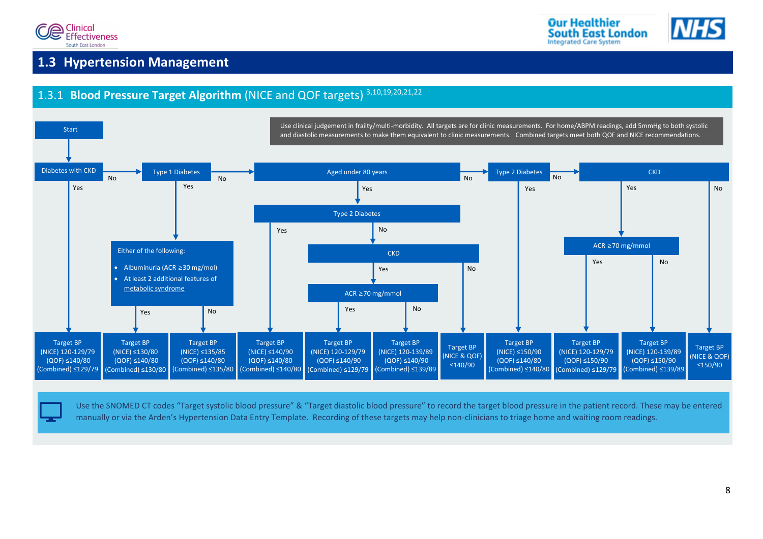## 1.3 Hypertension Management

### 1.3.1 Blood Pressure Target Algorithm (NICE and QOF targets) [3,10,19,20,21,22]

Use clinical judgement in frailty/multi-morbidity. All targets are for clinic measurements. For home/ABPM readings, add 5mmHg to both systolic and diastolic measurements to make them equivalent to clinic measurements. Combined targets meet both QOF and NICE recommendations.

**Start**

- **Diabetes with CKD**
  - Yes → Target BP (NICE) 120-129/79 (QOF) ≤140/80 (Combined) ≤129/79
  - No → **Type 1 Diabetes**
    - Yes → **Either of the following:**
      - Albuminuria (ACR ≥30 mg/mol)
      - At least 2 additional features of metabolic syndrome
      - Yes → Target BP (NICE) ≤130/80 (QOF) ≤140/80 (Combined) ≤130/80
      - No → Target BP (NICE) ≤135/85 (QOF) ≤140/80 (Combined) ≤135/80
    - No → **Aged under 80 years**
      - Yes → **Type 2 Diabetes**
        - Yes → Target BP (NICE) ≤140/90 (QOF) ≤140/80 (Combined) ≤140/80
        - No → **CKD**
          - Yes → **ACR ≥70 mg/mmol**
            - Yes → Target BP (NICE) 120-129/79 (QOF) ≤140/90 (Combined) ≤129/79
            - No → Target BP (NICE) 120-139/89 (QOF) ≤140/90 (Combined) ≤139/89
          - No → Target BP (NICE & QOF) ≤140/90
      - No → **Type 2 Diabetes**
        - Yes → Target BP (NICE) ≤150/90 (QOF) ≤140/80 (Combined) ≤140/80
        - No → **CKD**
          - Yes → **ACR ≥70 mg/mmol**
            - Yes → Target BP (NICE) 120-129/79 (QOF) ≤150/90 (Combined) ≤129/79
            - No → Target BP (NICE) 120-139/89 (QOF) ≤150/90 (Combined) ≤139/89
          - No → Target BP (NICE & QOF) ≤150/90

Use the SNOMED CT codes “Target systolic blood pressure” & “Target diastolic blood pressure” to record the target blood pressure in the patient record. These may be entered manually or via the Arden’s Hypertension Data Entry Template. Recording of these targets may help non-clinicians to triage home and waiting room readings.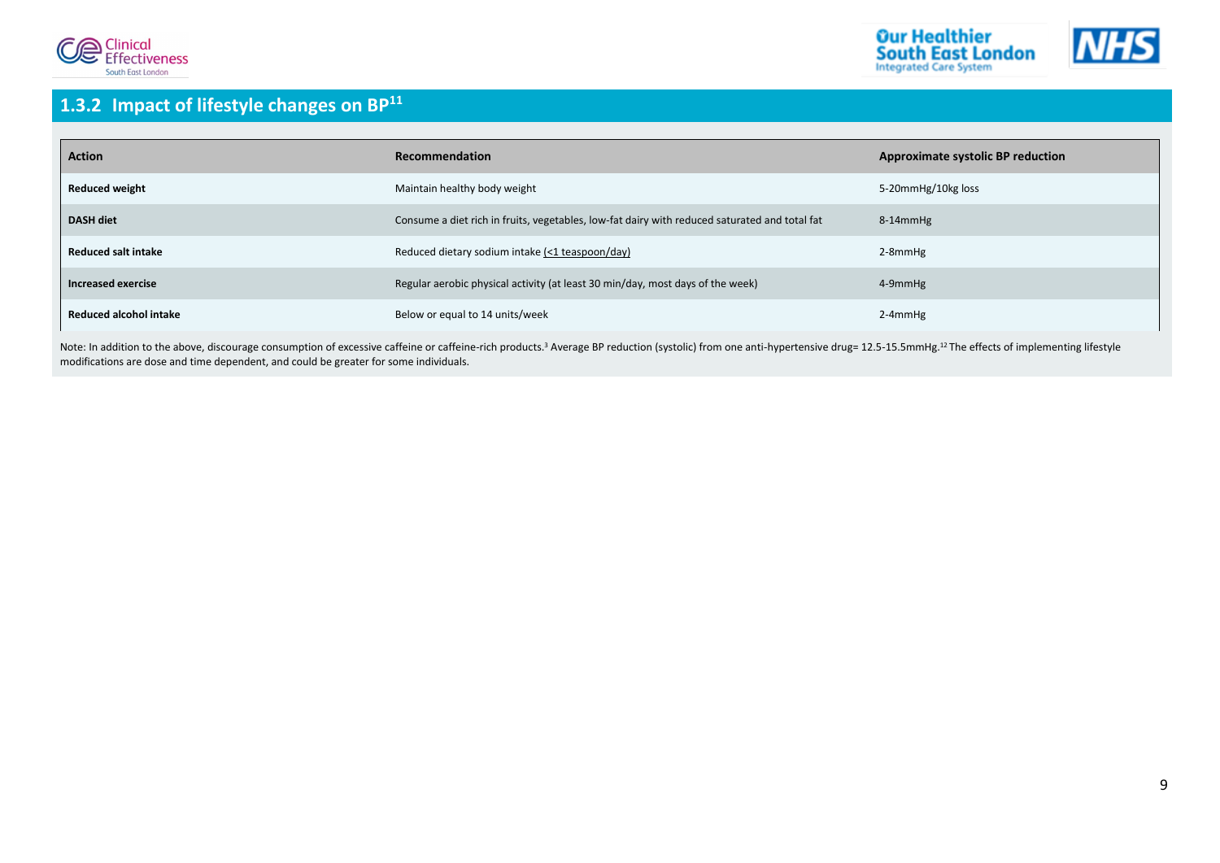## 1.3.2 Impact of lifestyle changes on BP[11]

| Action | Recommendation | Approximate systolic BP reduction |
|---|---|---|
| **Reduced weight** | Maintain healthy body weight | 5-20mmHg/10kg loss |
| **DASH diet** | Consume a diet rich in fruits, vegetables, low-fat dairy with reduced saturated and total fat | 8-14mmHg |
| **Reduced salt intake** | Reduced dietary sodium intake (<1 teaspoon/day) | 2-8mmHg |
| **Increased exercise** | Regular aerobic physical activity (at least 30 min/day, most days of the week) | 4-9mmHg |
| **Reduced alcohol intake** | Below or equal to 14 units/week | 2-4mmHg |

Note: In addition to the above, discourage consumption of excessive caffeine or caffeine-rich products.[3] Average BP reduction (systolic) from one anti-hypertensive drug= 12.5-15.5mmHg.[12] The effects of implementing lifestyle modifications are dose and time dependent, and could be greater for some individuals.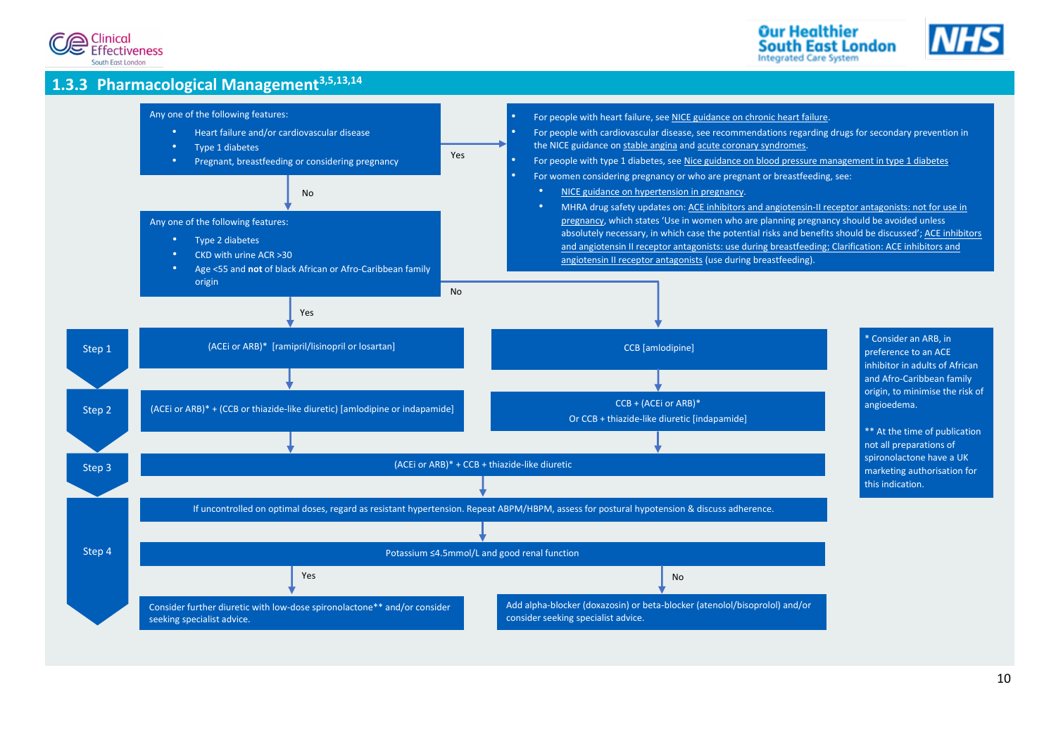## 1.3.3 Pharmacological Management[3,5,13,14]

**Any one of the following features:**

- Heart failure and/or cardiovascular disease
- Type 1 diabetes
- Pregnant, breastfeeding or considering pregnancy

**Yes →**

- For people with heart failure, see NICE guidance on chronic heart failure.
- For people with cardiovascular disease, see recommendations regarding drugs for secondary prevention in the NICE guidance on stable angina and acute coronary syndromes.
- For people with type 1 diabetes, see Nice guidance on blood pressure management in type 1 diabetes
- For women considering pregnancy or who are pregnant or breastfeeding, see:
  - NICE guidance on hypertension in pregnancy.
  - MHRA drug safety updates on: ACE inhibitors and angiotensin-II receptor antagonists: not for use in pregnancy, which states 'Use in women who are planning pregnancy should be avoided unless absolutely necessary, in which case the potential risks and benefits should be discussed'; ACE inhibitors and angiotensin II receptor antagonists: use during breastfeeding; Clarification: ACE inhibitors and angiotensin II receptor antagonists (use during breastfeeding).

**No ↓**

**Any one of the following features:**

- Type 2 diabetes
- CKD with urine ACR >30
- Age <55 and **not** of black African or Afro-Caribbean family origin

| Step | Yes | No |
|---|---|---|
| Step 1 | (ACEi or ARB)* [ramipril/lisinopril or losartan] | CCB [amlodipine] |
| Step 2 | (ACEi or ARB)* + (CCB or thiazide-like diuretic) [amlodipine or indapamide] | CCB + (ACEi or ARB)* Or CCB + thiazide-like diuretic [indapamide] |
| Step 3 | (ACEi or ARB)* + CCB + thiazide-like diuretic | |

**Step 4**

If uncontrolled on optimal doses, regard as resistant hypertension. Repeat ABPM/HBPM, assess for postural hypotension & discuss adherence.

Potassium ≤4.5mmol/L and good renal function

- **Yes:** Consider further diuretic with low-dose spironolactone** and/or consider seeking specialist advice.
- **No:** Add alpha-blocker (doxazosin) or beta-blocker (atenolol/bisoprolol) and/or consider seeking specialist advice.

\* Consider an ARB, in preference to an ACE inhibitor in adults of African and Afro-Caribbean family origin, to minimise the risk of angioedema.

** At the time of publication not all preparations of spironolactone have a UK marketing authorisation for this indication.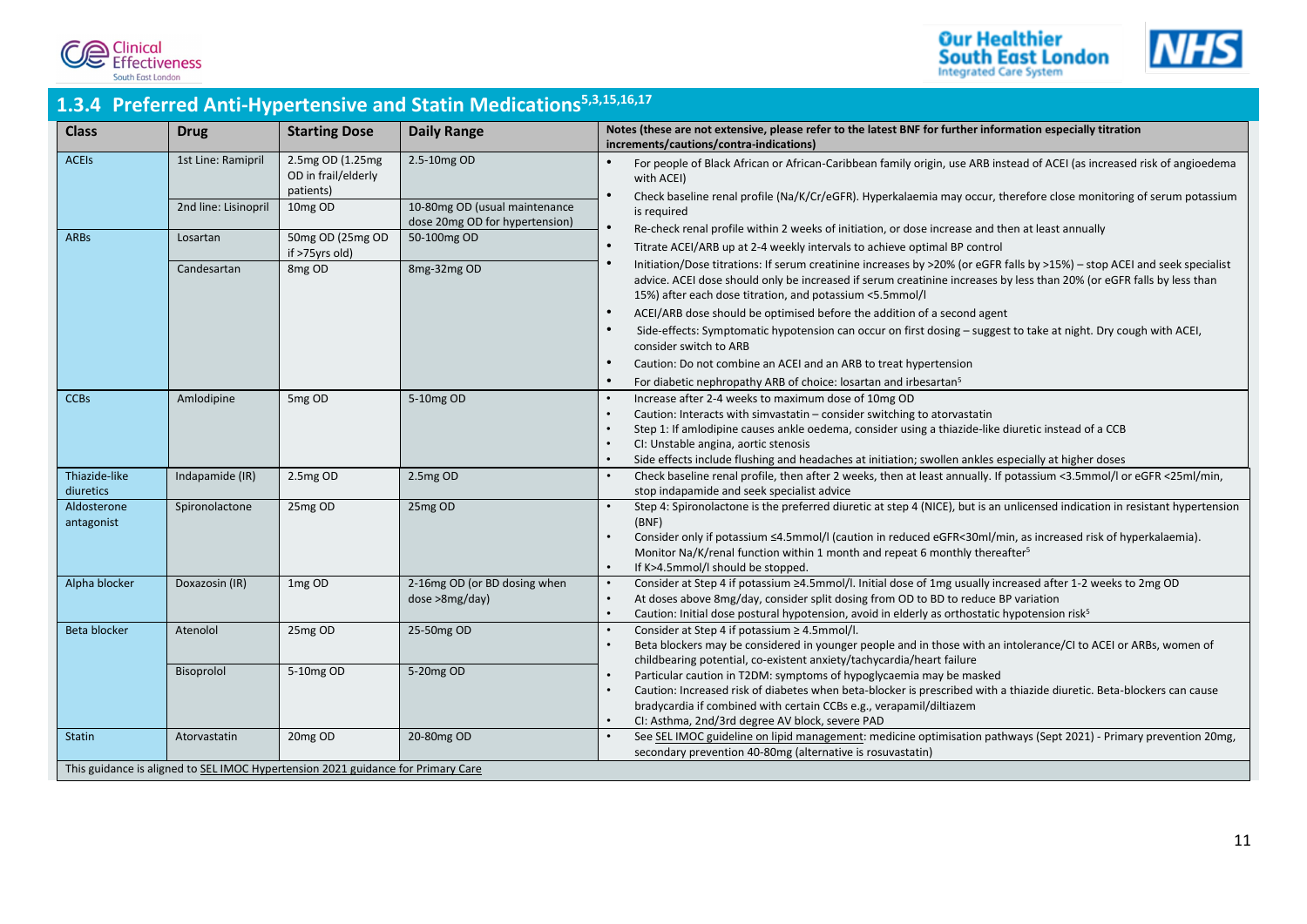## 1.3.4 Preferred Anti-Hypertensive and Statin Medications[5,3,15,16,17]

| Class | Drug | Starting Dose | Daily Range | Notes (these are not extensive, please refer to the latest BNF for further information especially titration increments/cautions/contra-indications) |
|---|---|---|---|---|
| ACEIs | 1st Line: Ramipril | 2.5mg OD (1.25mg OD in frail/elderly patients) | 2.5-10mg OD | • For people of Black African or African-Caribbean family origin, use ARB instead of ACEI (as increased risk of angioedema with ACEI)<br>• Check baseline renal profile (Na/K/Cr/eGFR). Hyperkalaemia may occur, therefore close monitoring of serum potassium is required<br>• Re-check renal profile within 2 weeks of initiation, or dose increase and then at least annually<br>• Titrate ACEI/ARB up at 2-4 weekly intervals to achieve optimal BP control<br>• Initiation/Dose titrations: If serum creatinine increases by >20% (or eGFR falls by >15%) – stop ACEI and seek specialist advice. ACEI dose should only be increased if serum creatinine increases by less than 20% (or eGFR falls by less than 15%) after each dose titration, and potassium <5.5mmol/l<br>• ACEI/ARB dose should be optimised before the addition of a second agent<br>• Side-effects: Symptomatic hypotension can occur on first dosing – suggest to take at night. Dry cough with ACEI, consider switch to ARB<br>• Caution: Do not combine an ACEI and an ARB to treat hypertension<br>• For diabetic nephropathy ARB of choice: losartan and irbesartan[5] |
| | 2nd line: Lisinopril | 10mg OD | 10-80mg OD (usual maintenance dose 20mg OD for hypertension) | |
| ARBs | Losartan | 50mg OD (25mg OD if >75yrs old) | 50-100mg OD | |
| | Candesartan | 8mg OD | 8mg-32mg OD | |
| CCBs | Amlodipine | 5mg OD | 5-10mg OD | • Increase after 2-4 weeks to maximum dose of 10mg OD<br>• Caution: Interacts with simvastatin – consider switching to atorvastatin<br>• Step 1: If amlodipine causes ankle oedema, consider using a thiazide-like diuretic instead of a CCB<br>• CI: Unstable angina, aortic stenosis<br>• Side effects include flushing and headaches at initiation; swollen ankles especially at higher doses |
| Thiazide-like diuretics | Indapamide (IR) | 2.5mg OD | 2.5mg OD | • Check baseline renal profile, then after 2 weeks, then at least annually. If potassium <3.5mmol/l or eGFR <25ml/min, stop indapamide and seek specialist advice |
| Aldosterone antagonist | Spironolactone | 25mg OD | 25mg OD | • Step 4: Spironolactone is the preferred diuretic at step 4 (NICE), but is an unlicensed indication in resistant hypertension (BNF)<br>• Consider only if potassium ≤4.5mmol/l (caution in reduced eGFR<30ml/min, as increased risk of hyperkalaemia). Monitor Na/K/renal function within 1 month and repeat 6 monthly thereafter[5]<br>• If K>4.5mmol/l should be stopped. |
| Alpha blocker | Doxazosin (IR) | 1mg OD | 2-16mg OD (or BD dosing when dose >8mg/day) | • Consider at Step 4 if potassium ≥4.5mmol/l. Initial dose of 1mg usually increased after 1-2 weeks to 2mg OD<br>• At doses above 8mg/day, consider split dosing from OD to BD to reduce BP variation<br>• Caution: Initial dose postural hypotension, avoid in elderly as orthostatic hypotension risk[5] |
| Beta blocker | Atenolol | 25mg OD | 25-50mg OD | • Consider at Step 4 if potassium ≥ 4.5mmol/l.<br>• Beta blockers may be considered in younger people and in those with an intolerance/CI to ACEI or ARBs, women of childbearing potential, co-existent anxiety/tachycardia/heart failure<br>• Particular caution in T2DM: symptoms of hypoglycaemia may be masked<br>• Caution: Increased risk of diabetes when beta-blocker is prescribed with a thiazide diuretic. Beta-blockers can cause bradycardia if combined with certain CCBs e.g., verapamil/diltiazem<br>• CI: Asthma, 2nd/3rd degree AV block, severe PAD |
| | Bisoprolol | 5-10mg OD | 5-20mg OD | |
| Statin | Atorvastatin | 20mg OD | 20-80mg OD | • See SEL IMOC guideline on lipid management: medicine optimisation pathways (Sept 2021) - Primary prevention 20mg, secondary prevention 40-80mg (alternative is rosuvastatin) |
| This guidance is aligned to SEL IMOC Hypertension 2021 guidance for Primary Care | | | | |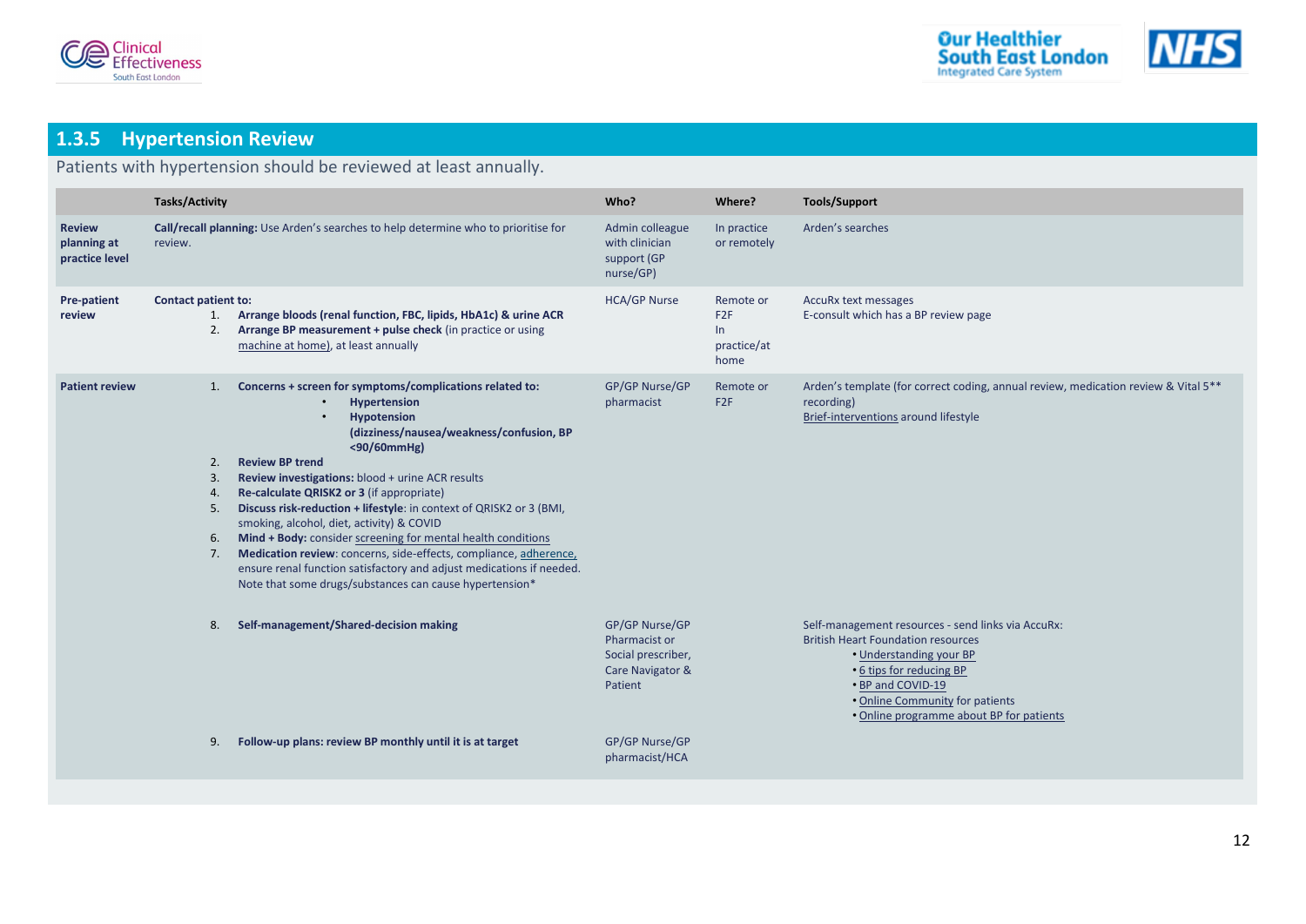## 1.3.5 Hypertension Review

Patients with hypertension should be reviewed at least annually.

| | Tasks/Activity | Who? | Where? | Tools/Support |
|---|---|---|---|---|
| **Review planning at practice level** | **Call/recall planning:** Use Arden's searches to help determine who to prioritise for review. | Admin colleague with clinician support (GP nurse/GP) | In practice or remotely | Arden's searches |
| **Pre-patient review** | **Contact patient to:**<br>1. **Arrange bloods (renal function, FBC, lipids, HbA1c) & urine ACR**<br>2. **Arrange BP measurement + pulse check** (in practice or using machine at home), at least annually | HCA/GP Nurse | Remote or F2F<br>In practice/at home | AccuRx text messages<br>E-consult which has a BP review page |
| **Patient review** | 1. **Concerns + screen for symptoms/complications related to:**<br>• **Hypertension**<br>• **Hypotension (dizziness/nausea/weakness/confusion, BP <90/60mmHg)**<br>2. **Review BP trend**<br>3. **Review investigations:** blood + urine ACR results<br>4. **Re-calculate QRISK2 or 3** (if appropriate)<br>5. **Discuss risk-reduction + lifestyle**: in context of QRISK2 or 3 (BMI, smoking, alcohol, diet, activity) & COVID<br>6. **Mind + Body:** consider screening for mental health conditions<br>7. **Medication review**: concerns, side-effects, compliance, adherence, ensure renal function satisfactory and adjust medications if needed. Note that some drugs/substances can cause hypertension* | GP/GP Nurse/GP pharmacist | Remote or F2F | Arden's template (for correct coding, annual review, medication review & Vital 5** recording)<br>Brief-interventions around lifestyle |
| | 8. **Self-management/Shared-decision making** | GP/GP Nurse/GP Pharmacist or Social prescriber, Care Navigator & Patient | | Self-management resources - send links via AccuRx:<br>British Heart Foundation resources<br>• Understanding your BP<br>• 6 tips for reducing BP<br>• BP and COVID-19<br>• Online Community for patients<br>• Online programme about BP for patients |
| | 9. **Follow-up plans: review BP monthly until it is at target** | GP/GP Nurse/GP pharmacist/HCA | | |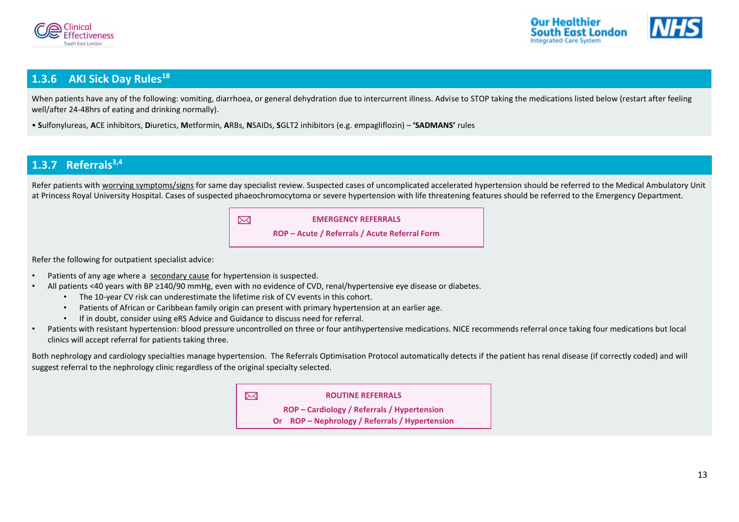## 1.3.6 AKI Sick Day Rules[18]

When patients have any of the following: vomiting, diarrhoea, or general dehydration due to intercurrent illness. Advise to STOP taking the medications listed below (restart after feeling well/after 24-48hrs of eating and drinking normally).

- **S**ulfonylureas, **A**CE inhibitors, **D**iuretics, **M**etformin, **A**RBs, **N**SAIDs, **S**GLT2 inhibitors (e.g. empagliflozin) – **'SADMANS'** rules

## 1.3.7 Referrals[3,4]

Refer patients with worrying symptoms/signs for same day specialist review. Suspected cases of uncomplicated accelerated hypertension should be referred to the Medical Ambulatory Unit at Princess Royal University Hospital. Cases of suspected phaeochromocytoma or severe hypertension with life threatening features should be referred to the Emergency Department.

> ✉ **EMERGENCY REFERRALS**
>
> **ROP – Acute / Referrals / Acute Referral Form**

Refer the following for outpatient specialist advice:

- Patients of any age where a secondary cause for hypertension is suspected.
- All patients <40 years with BP ≥140/90 mmHg, even with no evidence of CVD, renal/hypertensive eye disease or diabetes.
  - The 10-year CV risk can underestimate the lifetime risk of CV events in this cohort.
  - Patients of African or Caribbean family origin can present with primary hypertension at an earlier age.
  - If in doubt, consider using eRS Advice and Guidance to discuss need for referral.
- Patients with resistant hypertension: blood pressure uncontrolled on three or four antihypertensive medications. NICE recommends referral once taking four medications but local clinics will accept referral for patients taking three.

Both nephrology and cardiology specialties manage hypertension. The Referrals Optimisation Protocol automatically detects if the patient has renal disease (if correctly coded) and will suggest referral to the nephrology clinic regardless of the original specialty selected.

> ✉ **ROUTINE REFERRALS**
>
> **ROP – Cardiology / Referrals / Hypertension**
>
> **Or ROP – Nephrology / Referrals / Hypertension**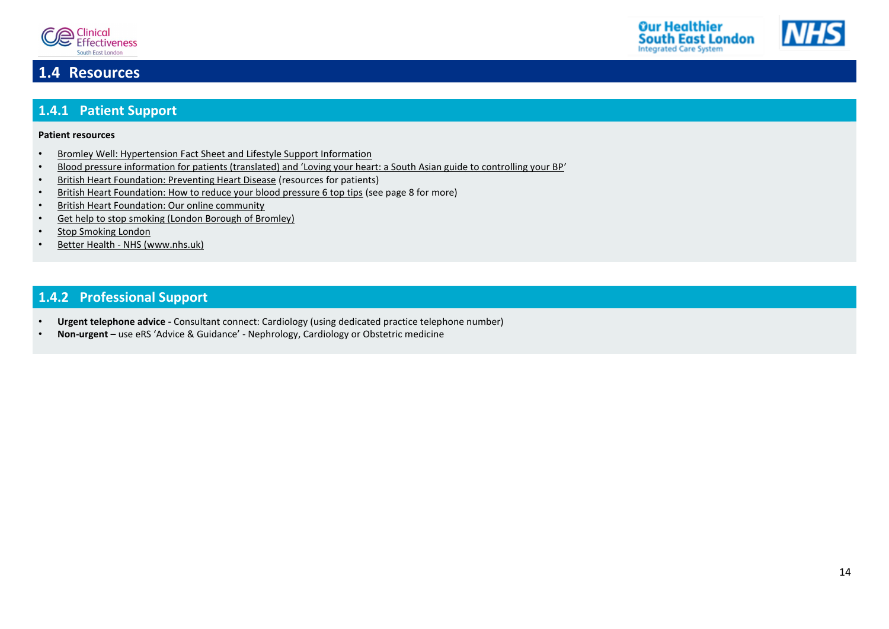## 1.4 Resources

### 1.4.1 Patient Support

**Patient resources**

- Bromley Well: Hypertension Fact Sheet and Lifestyle Support Information
- Blood pressure information for patients (translated) and 'Loving your heart: a South Asian guide to controlling your BP'
- British Heart Foundation: Preventing Heart Disease (resources for patients)
- British Heart Foundation: How to reduce your blood pressure 6 top tips (see page 8 for more)
- British Heart Foundation: Our online community
- Get help to stop smoking (London Borough of Bromley)
- Stop Smoking London
- Better Health - NHS (www.nhs.uk)

### 1.4.2 Professional Support

- **Urgent telephone advice -** Consultant connect: Cardiology (using dedicated practice telephone number)
- **Non-urgent –** use eRS 'Advice & Guidance' - Nephrology, Cardiology or Obstetric medicine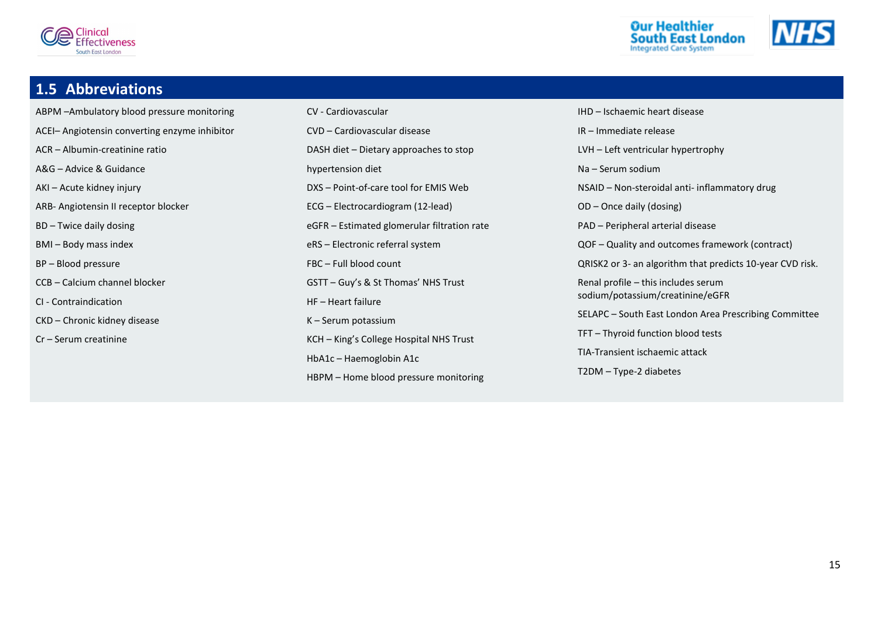## 1.5 Abbreviations

ABPM –Ambulatory blood pressure monitoring

ACEI– Angiotensin converting enzyme inhibitor

ACR – Albumin-creatinine ratio

A&G – Advice & Guidance

AKI – Acute kidney injury

ARB- Angiotensin II receptor blocker

BD – Twice daily dosing

BMI – Body mass index

BP – Blood pressure

CCB – Calcium channel blocker

CI - Contraindication

CKD – Chronic kidney disease

Cr – Serum creatinine

CV - Cardiovascular

CVD – Cardiovascular disease

DASH diet – Dietary approaches to stop hypertension diet

DXS – Point-of-care tool for EMIS Web

ECG – Electrocardiogram (12-lead)

eGFR – Estimated glomerular filtration rate

eRS – Electronic referral system

FBC – Full blood count

GSTT – Guy's & St Thomas' NHS Trust

HF – Heart failure

K – Serum potassium

KCH – King's College Hospital NHS Trust

HbA1c – Haemoglobin A1c

HBPM – Home blood pressure monitoring

IHD – Ischaemic heart disease

IR – Immediate release

LVH – Left ventricular hypertrophy

Na – Serum sodium

NSAID – Non-steroidal anti- inflammatory drug

OD – Once daily (dosing)

PAD – Peripheral arterial disease

QOF – Quality and outcomes framework (contract)

QRISK2 or 3- an algorithm that predicts 10-year CVD risk.

Renal profile – this includes serum sodium/potassium/creatinine/eGFR

SELAPC – South East London Area Prescribing Committee

TFT – Thyroid function blood tests

TIA-Transient ischaemic attack

T2DM – Type-2 diabetes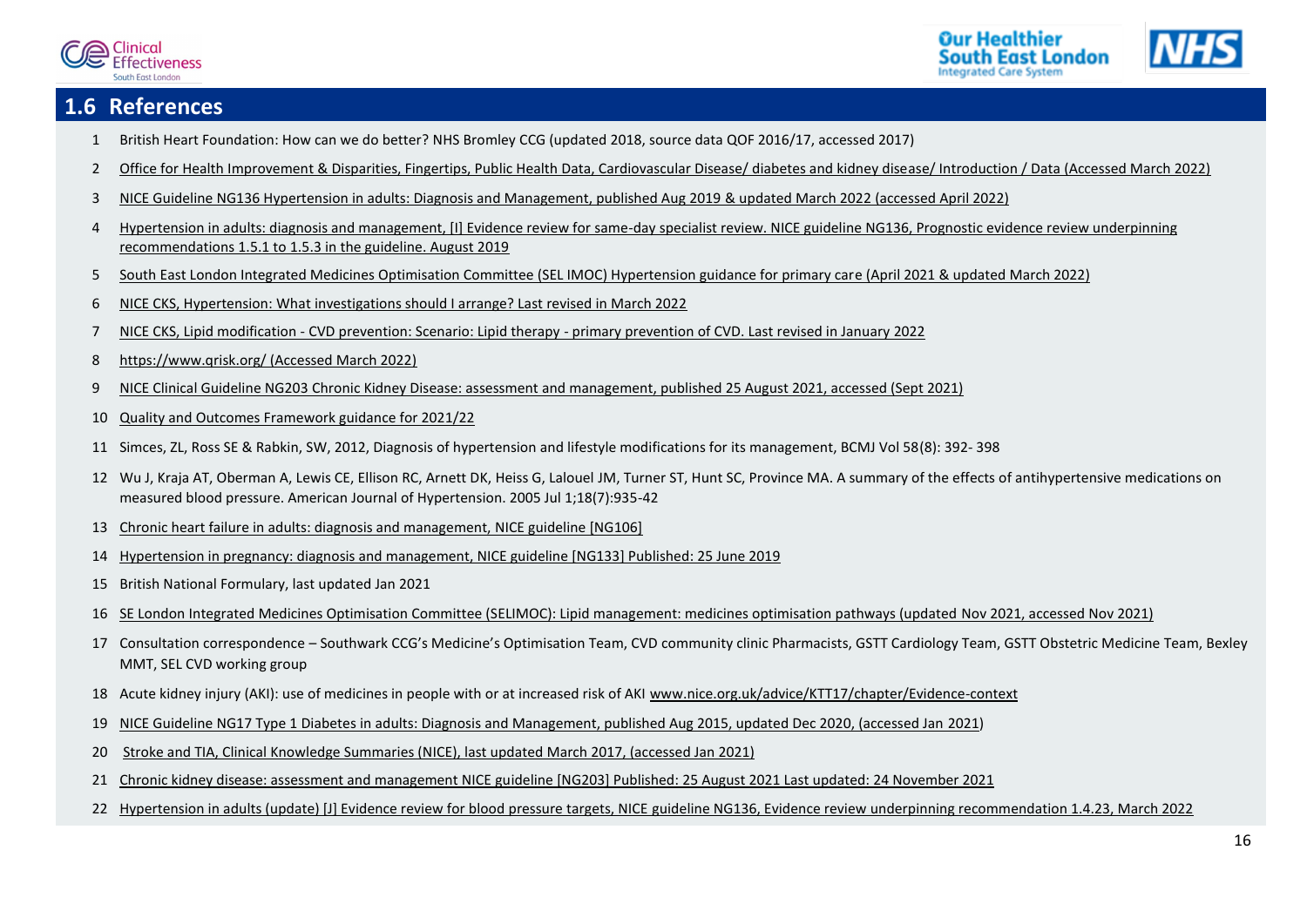## 1.6 References

1. British Heart Foundation: How can we do better? NHS Bromley CCG (updated 2018, source data QOF 2016/17, accessed 2017)
2. Office for Health Improvement & Disparities, Fingertips, Public Health Data, Cardiovascular Disease/ diabetes and kidney disease/ Introduction / Data (Accessed March 2022)
3. NICE Guideline NG136 Hypertension in adults: Diagnosis and Management, published Aug 2019 & updated March 2022 (accessed April 2022)
4. Hypertension in adults: diagnosis and management, [I] Evidence review for same-day specialist review. NICE guideline NG136, Prognostic evidence review underpinning recommendations 1.5.1 to 1.5.3 in the guideline. August 2019
5. South East London Integrated Medicines Optimisation Committee (SEL IMOC) Hypertension guidance for primary care (April 2021 & updated March 2022)
6. NICE CKS, Hypertension: What investigations should I arrange? Last revised in March 2022
7. NICE CKS, Lipid modification - CVD prevention: Scenario: Lipid therapy - primary prevention of CVD. Last revised in January 2022
8. https://www.qrisk.org/ (Accessed March 2022)
9. NICE Clinical Guideline NG203 Chronic Kidney Disease: assessment and management, published 25 August 2021, accessed (Sept 2021)
10. Quality and Outcomes Framework guidance for 2021/22
11. Simces, ZL, Ross SE & Rabkin, SW, 2012, Diagnosis of hypertension and lifestyle modifications for its management, BCMJ Vol 58(8): 392- 398
12. Wu J, Kraja AT, Oberman A, Lewis CE, Ellison RC, Arnett DK, Heiss G, Lalouel JM, Turner ST, Hunt SC, Province MA. A summary of the effects of antihypertensive medications on measured blood pressure. American Journal of Hypertension. 2005 Jul 1;18(7):935-42
13. Chronic heart failure in adults: diagnosis and management, NICE guideline [NG106]
14. Hypertension in pregnancy: diagnosis and management, NICE guideline [NG133] Published: 25 June 2019
15. British National Formulary, last updated Jan 2021
16. SE London Integrated Medicines Optimisation Committee (SELIMOC): Lipid management: medicines optimisation pathways (updated Nov 2021, accessed Nov 2021)
17. Consultation correspondence – Southwark CCG's Medicine's Optimisation Team, CVD community clinic Pharmacists, GSTT Cardiology Team, GSTT Obstetric Medicine Team, Bexley MMT, SEL CVD working group
18. Acute kidney injury (AKI): use of medicines in people with or at increased risk of AKI www.nice.org.uk/advice/KTT17/chapter/Evidence-context
19. NICE Guideline NG17 Type 1 Diabetes in adults: Diagnosis and Management, published Aug 2015, updated Dec 2020, (accessed Jan 2021)
20. Stroke and TIA, Clinical Knowledge Summaries (NICE), last updated March 2017, (accessed Jan 2021)
21. Chronic kidney disease: assessment and management NICE guideline [NG203] Published: 25 August 2021 Last updated: 24 November 2021
22. Hypertension in adults (update) [J] Evidence review for blood pressure targets, NICE guideline NG136, Evidence review underpinning recommendation 1.4.23, March 2022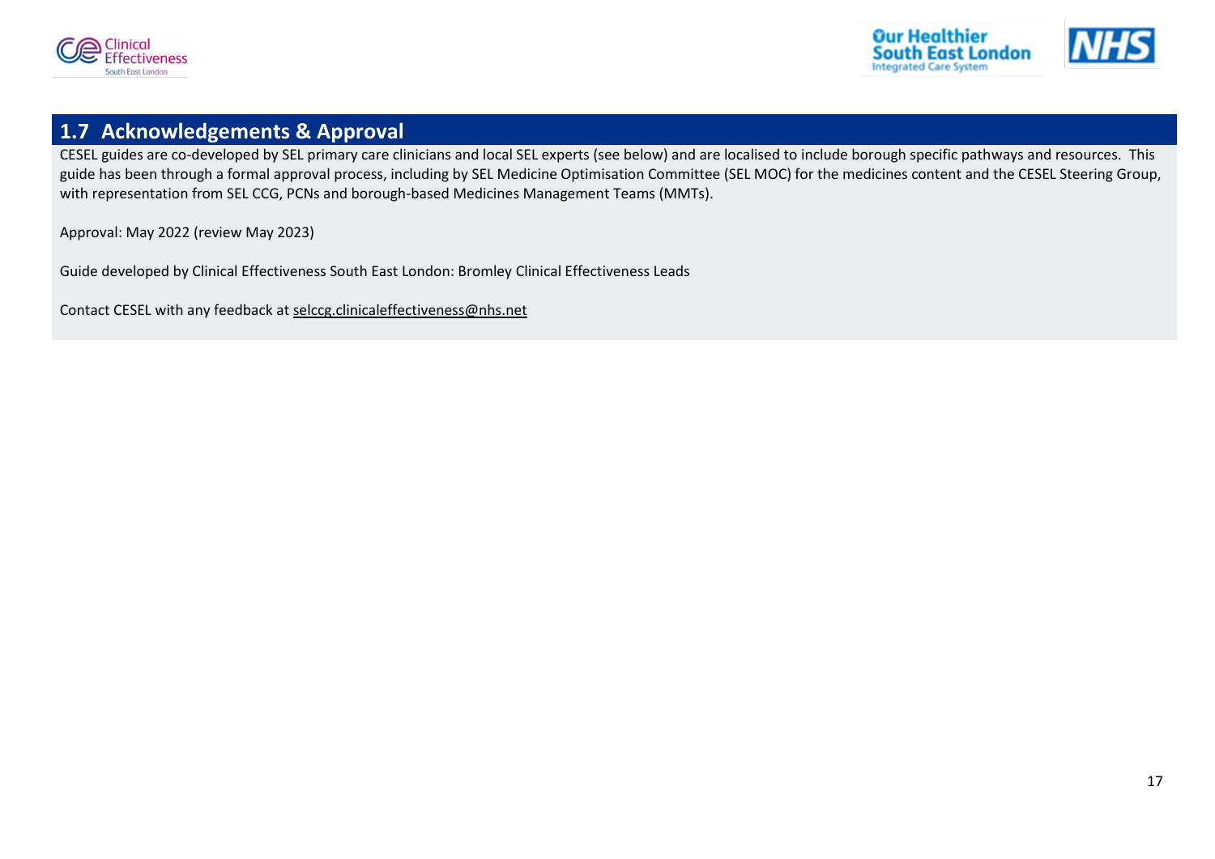## 1.7 Acknowledgements & Approval

CESEL guides are co-developed by SEL primary care clinicians and local SEL experts (see below) and are localised to include borough specific pathways and resources. This guide has been through a formal approval process, including by SEL Medicine Optimisation Committee (SEL MOC) for the medicines content and the CESEL Steering Group, with representation from SEL CCG, PCNs and borough-based Medicines Management Teams (MMTs).

Approval: May 2022 (review May 2023)

Guide developed by Clinical Effectiveness South East London: Bromley Clinical Effectiveness Leads

Contact CESEL with any feedback at selccg.clinicaleffectiveness@nhs.net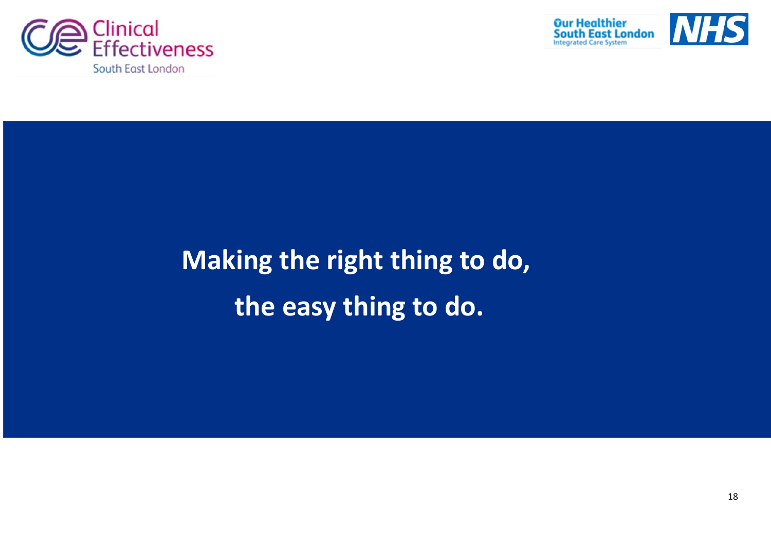**Making the right thing to do,**

**the easy thing to do.**